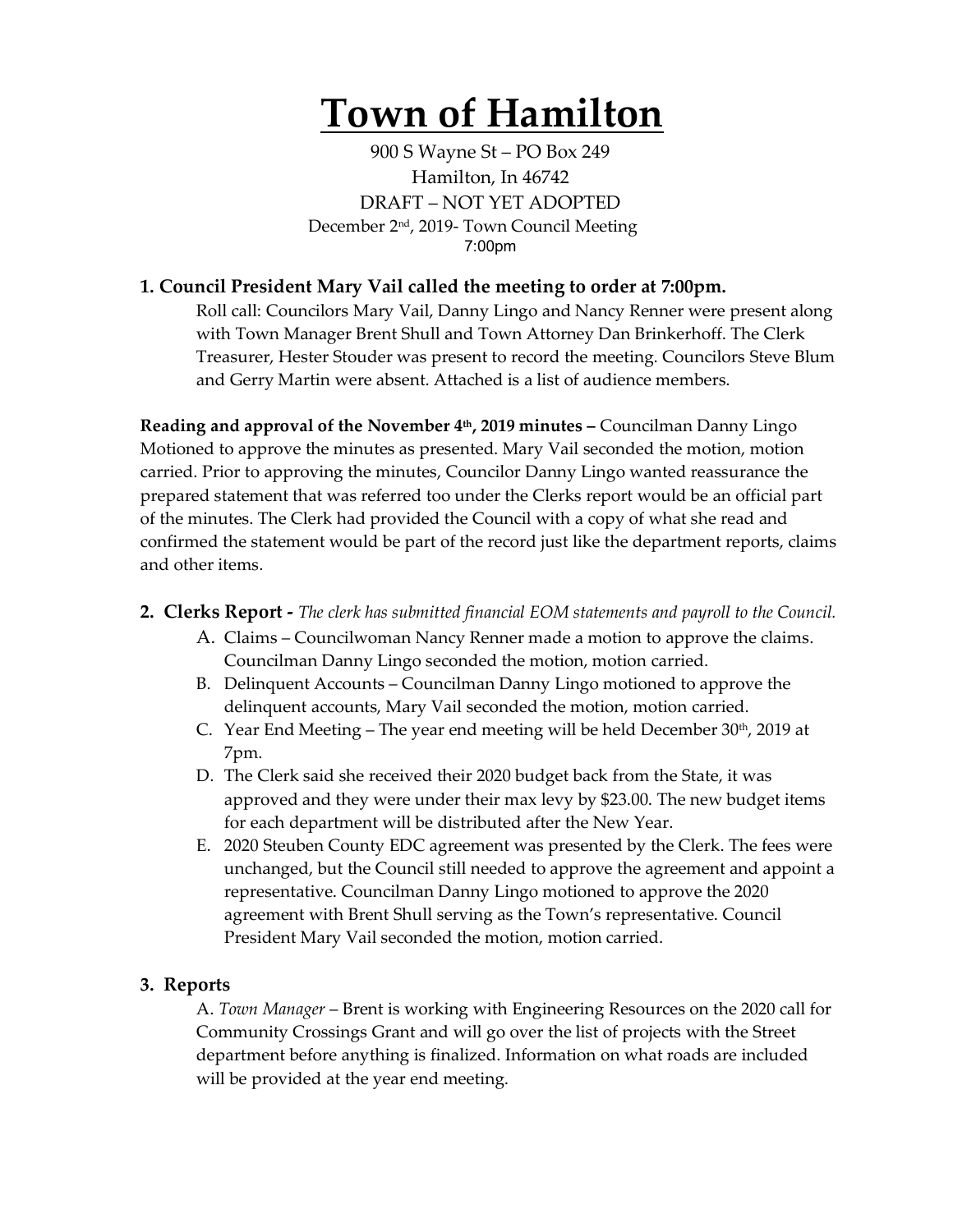# Town of Hamilton

900 S Wayne St – PO Box 249
Hamilton, In 46742
DRAFT – NOT YET ADOPTED
December 2nd, 2019- Town Council Meeting
7:00pm

### 1. Council President Mary Vail called the meeting to order at 7:00pm.

Roll call: Councilors Mary Vail, Danny Lingo and Nancy Renner were present along with Town Manager Brent Shull and Town Attorney Dan Brinkerhoff. The Clerk Treasurer, Hester Stouder was present to record the meeting. Councilors Steve Blum and Gerry Martin were absent. Attached is a list of audience members.

**Reading and approval of the November 4th, 2019 minutes –** Councilman Danny Lingo Motioned to approve the minutes as presented. Mary Vail seconded the motion, motion carried. Prior to approving the minutes, Councilor Danny Lingo wanted reassurance the prepared statement that was referred too under the Clerks report would be an official part of the minutes. The Clerk had provided the Council with a copy of what she read and confirmed the statement would be part of the record just like the department reports, claims and other items.

### 2. Clerks Report - *The clerk has submitted financial EOM statements and payroll to the Council.*

A. Claims – Councilwoman Nancy Renner made a motion to approve the claims. Councilman Danny Lingo seconded the motion, motion carried.

B. Delinquent Accounts – Councilman Danny Lingo motioned to approve the delinquent accounts, Mary Vail seconded the motion, motion carried.

C. Year End Meeting – The year end meeting will be held December 30th, 2019 at 7pm.

D. The Clerk said she received their 2020 budget back from the State, it was approved and they were under their max levy by $23.00. The new budget items for each department will be distributed after the New Year.

E. 2020 Steuben County EDC agreement was presented by the Clerk. The fees were unchanged, but the Council still needed to approve the agreement and appoint a representative. Councilman Danny Lingo motioned to approve the 2020 agreement with Brent Shull serving as the Town's representative. Council President Mary Vail seconded the motion, motion carried.

### 3. Reports

A. *Town Manager* – Brent is working with Engineering Resources on the 2020 call for Community Crossings Grant and will go over the list of projects with the Street department before anything is finalized. Information on what roads are included will be provided at the year end meeting.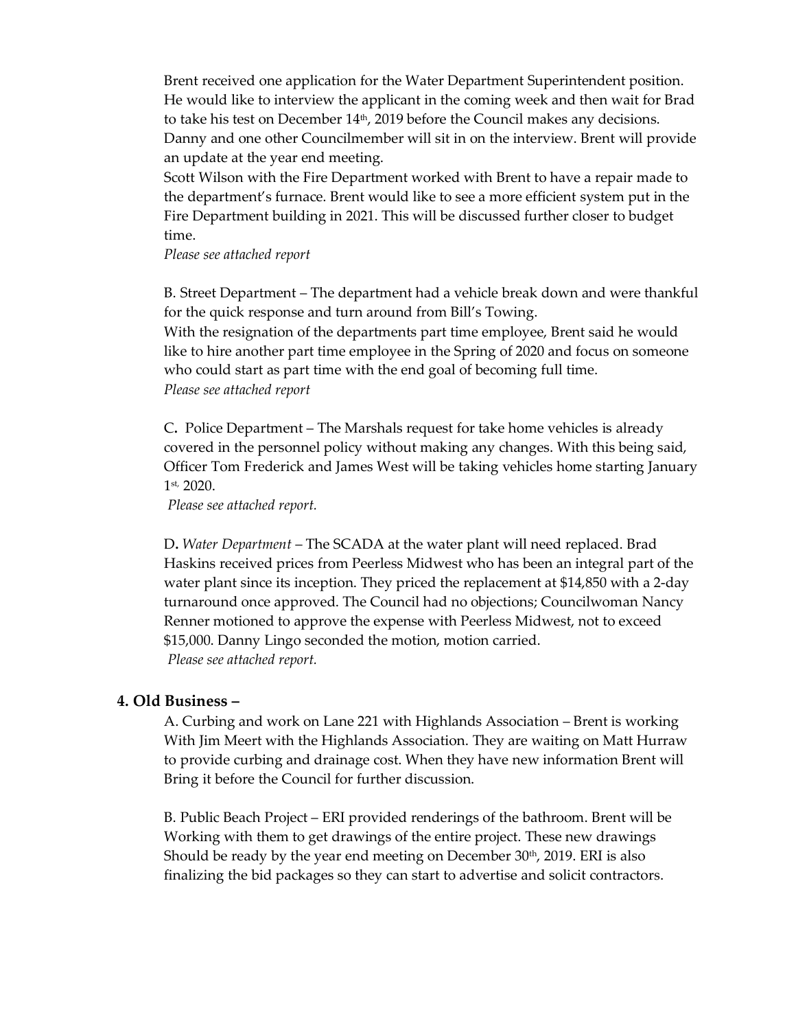Brent received one application for the Water Department Superintendent position. He would like to interview the applicant in the coming week and then wait for Brad to take his test on December 14th, 2019 before the Council makes any decisions. Danny and one other Councilmember will sit in on the interview. Brent will provide an update at the year end meeting.

Scott Wilson with the Fire Department worked with Brent to have a repair made to the department's furnace. Brent would like to see a more efficient system put in the Fire Department building in 2021. This will be discussed further closer to budget time.

*Please see attached report*

B. Street Department – The department had a vehicle break down and were thankful for the quick response and turn around from Bill's Towing.

With the resignation of the departments part time employee, Brent said he would like to hire another part time employee in the Spring of 2020 and focus on someone who could start as part time with the end goal of becoming full time.

*Please see attached report*

C**.** Police Department – The Marshals request for take home vehicles is already covered in the personnel policy without making any changes. With this being said, Officer Tom Frederick and James West will be taking vehicles home starting January 1st, 2020.

*Please see attached report.*

D**.** *Water Department* – The SCADA at the water plant will need replaced. Brad Haskins received prices from Peerless Midwest who has been an integral part of the water plant since its inception. They priced the replacement at $14,850 with a 2-day turnaround once approved. The Council had no objections; Councilwoman Nancy Renner motioned to approve the expense with Peerless Midwest, not to exceed $15,000. Danny Lingo seconded the motion, motion carried.

*Please see attached report.*

## 4. Old Business –

A. Curbing and work on Lane 221 with Highlands Association – Brent is working With Jim Meert with the Highlands Association. They are waiting on Matt Hurraw to provide curbing and drainage cost. When they have new information Brent will Bring it before the Council for further discussion.

B. Public Beach Project – ERI provided renderings of the bathroom. Brent will be Working with them to get drawings of the entire project. These new drawings Should be ready by the year end meeting on December 30th, 2019. ERI is also finalizing the bid packages so they can start to advertise and solicit contractors.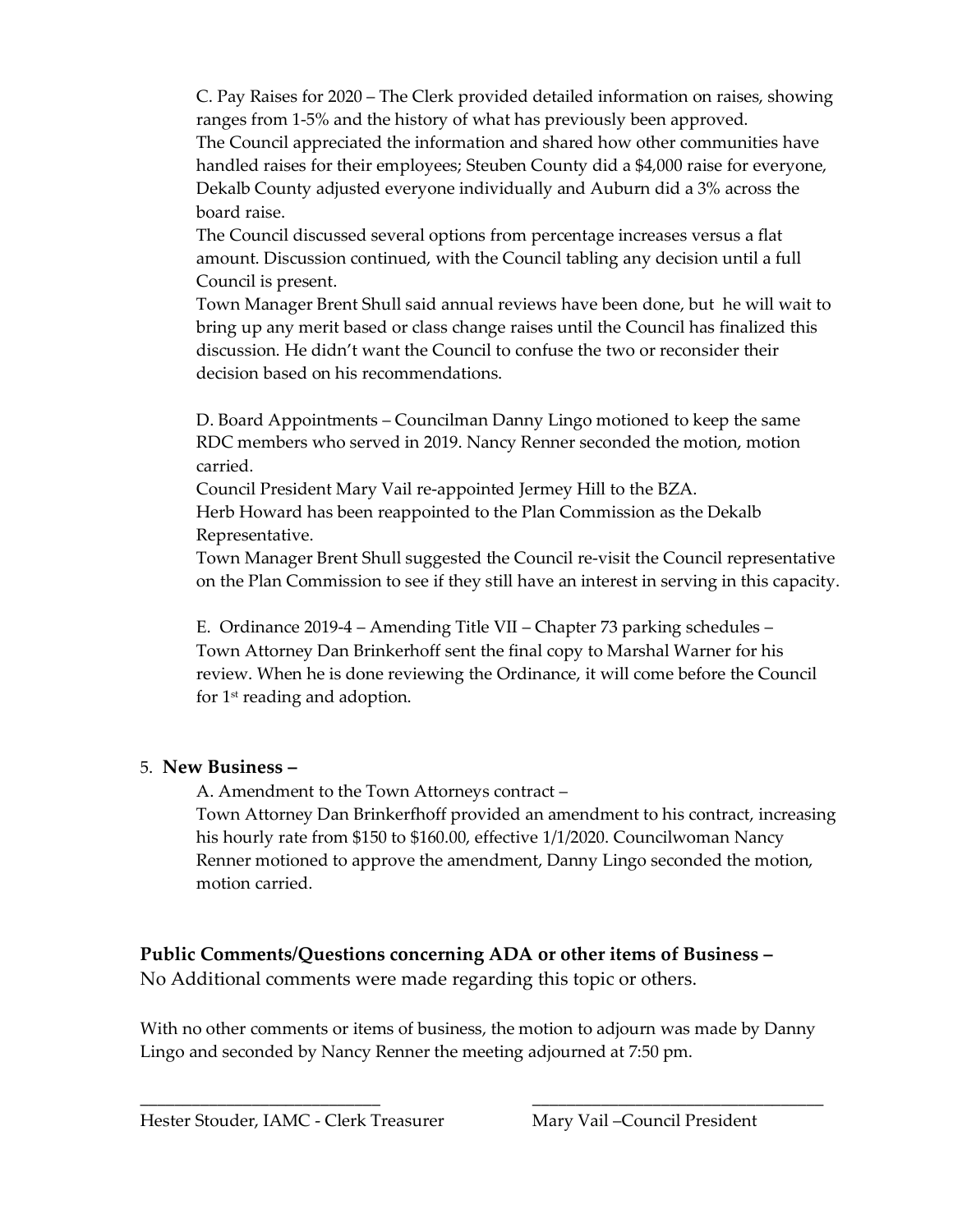C. Pay Raises for 2020 – The Clerk provided detailed information on raises, showing ranges from 1-5% and the history of what has previously been approved.
The Council appreciated the information and shared how other communities have handled raises for their employees; Steuben County did a $4,000 raise for everyone, Dekalb County adjusted everyone individually and Auburn did a 3% across the board raise.
The Council discussed several options from percentage increases versus a flat amount. Discussion continued, with the Council tabling any decision until a full Council is present.
Town Manager Brent Shull said annual reviews have been done, but he will wait to bring up any merit based or class change raises until the Council has finalized this discussion. He didn't want the Council to confuse the two or reconsider their decision based on his recommendations.

D. Board Appointments – Councilman Danny Lingo motioned to keep the same RDC members who served in 2019. Nancy Renner seconded the motion, motion carried.
Council President Mary Vail re-appointed Jermey Hill to the BZA.
Herb Howard has been reappointed to the Plan Commission as the Dekalb Representative.
Town Manager Brent Shull suggested the Council re-visit the Council representative on the Plan Commission to see if they still have an interest in serving in this capacity.

E. Ordinance 2019-4 – Amending Title VII – Chapter 73 parking schedules – Town Attorney Dan Brinkerhoff sent the final copy to Marshal Warner for his review. When he is done reviewing the Ordinance, it will come before the Council for 1st reading and adoption.

5. **New Business –**

A. Amendment to the Town Attorneys contract –
Town Attorney Dan Brinkerfhoff provided an amendment to his contract, increasing his hourly rate from $150 to $160.00, effective 1/1/2020. Councilwoman Nancy Renner motioned to approve the amendment, Danny Lingo seconded the motion, motion carried.

**Public Comments/Questions concerning ADA or other items of Business –**
No Additional comments were made regarding this topic or others.

With no other comments or items of business, the motion to adjourn was made by Danny Lingo and seconded by Nancy Renner the meeting adjourned at 7:50 pm.

_____________________________ _____________________________

Hester Stouder, IAMC - Clerk Treasurer Mary Vail –Council President